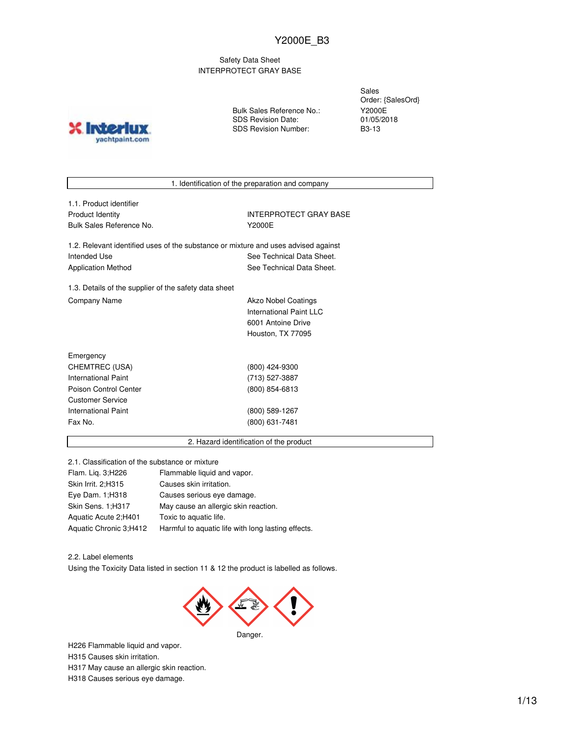# Y2000E_B3

Safety Data Sheet
INTERPROTECT GRAY BASE

| | |
|---|---|
| | Sales Order: {SalesOrd} |
| Bulk Sales Reference No.: | Y2000E |
| SDS Revision Date: | 01/05/2018 |
| SDS Revision Number: | B3-13 |

## 1. Identification of the preparation and company

### 1.1. Product identifier

| | |
|---|---|
| Product Identity | INTERPROTECT GRAY BASE |
| Bulk Sales Reference No. | Y2000E |

### 1.2. Relevant identified uses of the substance or mixture and uses advised against

| | |
|---|---|
| Intended Use | See Technical Data Sheet. |
| Application Method | See Technical Data Sheet. |

### 1.3. Details of the supplier of the safety data sheet

| | |
|---|---|
| Company Name | Akzo Nobel Coatings<br>International Paint LLC<br>6001 Antoine Drive<br>Houston, TX 77095 |

| | |
|---|---|
| Emergency | |
| CHEMTREC (USA) | (800) 424-9300 |
| International Paint | (713) 527-3887 |
| Poison Control Center | (800) 854-6813 |
| Customer Service | |
| International Paint | (800) 589-1267 |
| Fax No. | (800) 631-7481 |

## 2. Hazard identification of the product

### 2.1. Classification of the substance or mixture

| | |
|---|---|
| Flam. Liq. 3;H226 | Flammable liquid and vapor. |
| Skin Irrit. 2;H315 | Causes skin irritation. |
| Eye Dam. 1;H318 | Causes serious eye damage. |
| Skin Sens. 1;H317 | May cause an allergic skin reaction. |
| Aquatic Acute 2;H401 | Toxic to aquatic life. |
| Aquatic Chronic 3;H412 | Harmful to aquatic life with long lasting effects. |

### 2.2. Label elements

Using the Toxicity Data listed in section 11 & 12 the product is labelled as follows.

Danger.

H226 Flammable liquid and vapor.
H315 Causes skin irritation.
H317 May cause an allergic skin reaction.
H318 Causes serious eye damage.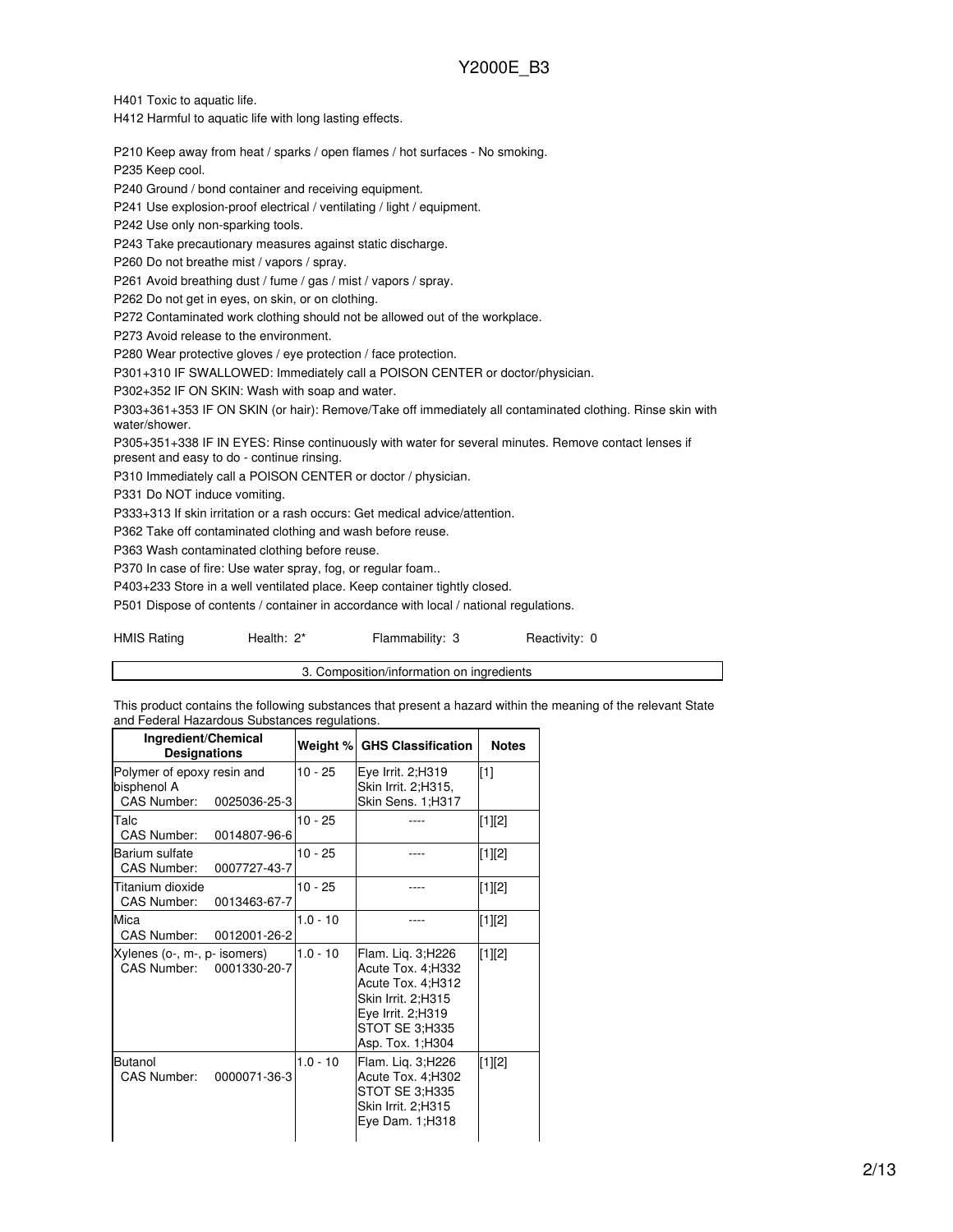H401 Toxic to aquatic life.

H412 Harmful to aquatic life with long lasting effects.

P210 Keep away from heat / sparks / open flames / hot surfaces - No smoking.

P235 Keep cool.

P240 Ground / bond container and receiving equipment.

P241 Use explosion-proof electrical / ventilating / light / equipment.

P242 Use only non-sparking tools.

P243 Take precautionary measures against static discharge.

P260 Do not breathe mist / vapors / spray.

P261 Avoid breathing dust / fume / gas / mist / vapors / spray.

P262 Do not get in eyes, on skin, or on clothing.

P272 Contaminated work clothing should not be allowed out of the workplace.

P273 Avoid release to the environment.

P280 Wear protective gloves / eye protection / face protection.

P301+310 IF SWALLOWED: Immediately call a POISON CENTER or doctor/physician.

P302+352 IF ON SKIN: Wash with soap and water.

P303+361+353 IF ON SKIN (or hair): Remove/Take off immediately all contaminated clothing. Rinse skin with water/shower.

P305+351+338 IF IN EYES: Rinse continuously with water for several minutes. Remove contact lenses if present and easy to do - continue rinsing.

P310 Immediately call a POISON CENTER or doctor / physician.

P331 Do NOT induce vomiting.

P333+313 If skin irritation or a rash occurs: Get medical advice/attention.

P362 Take off contaminated clothing and wash before reuse.

P363 Wash contaminated clothing before reuse.

P370 In case of fire: Use water spray, fog, or regular foam..

P403+233 Store in a well ventilated place. Keep container tightly closed.

P501 Dispose of contents / container in accordance with local / national regulations.

HMIS Rating Health: 2* Flammability: 3 Reactivity: 0

## 3. Composition/information on ingredients

This product contains the following substances that present a hazard within the meaning of the relevant State and Federal Hazardous Substances regulations.

| Ingredient/Chemical Designations | Weight % | GHS Classification | Notes |
|---|---|---|---|
| Polymer of epoxy resin and bisphenol A<br>CAS Number: 0025036-25-3 | 10 - 25 | Eye Irrit. 2;H319<br>Skin Irrit. 2;H315,<br>Skin Sens. 1;H317 | [1] |
| Talc<br>CAS Number: 0014807-96-6 | 10 - 25 | ---- | [1][2] |
| Barium sulfate<br>CAS Number: 0007727-43-7 | 10 - 25 | ---- | [1][2] |
| Titanium dioxide<br>CAS Number: 0013463-67-7 | 10 - 25 | ---- | [1][2] |
| Mica<br>CAS Number: 0012001-26-2 | 1.0 - 10 | ---- | [1][2] |
| Xylenes (o-, m-, p- isomers)<br>CAS Number: 0001330-20-7 | 1.0 - 10 | Flam. Liq. 3;H226<br>Acute Tox. 4;H332<br>Acute Tox. 4;H312<br>Skin Irrit. 2;H315<br>Eye Irrit. 2;H319<br>STOT SE 3;H335<br>Asp. Tox. 1;H304 | [1][2] |
| Butanol<br>CAS Number: 0000071-36-3 | 1.0 - 10 | Flam. Liq. 3;H226<br>Acute Tox. 4;H302<br>STOT SE 3;H335<br>Skin Irrit. 2;H315<br>Eye Dam. 1;H318 | [1][2] |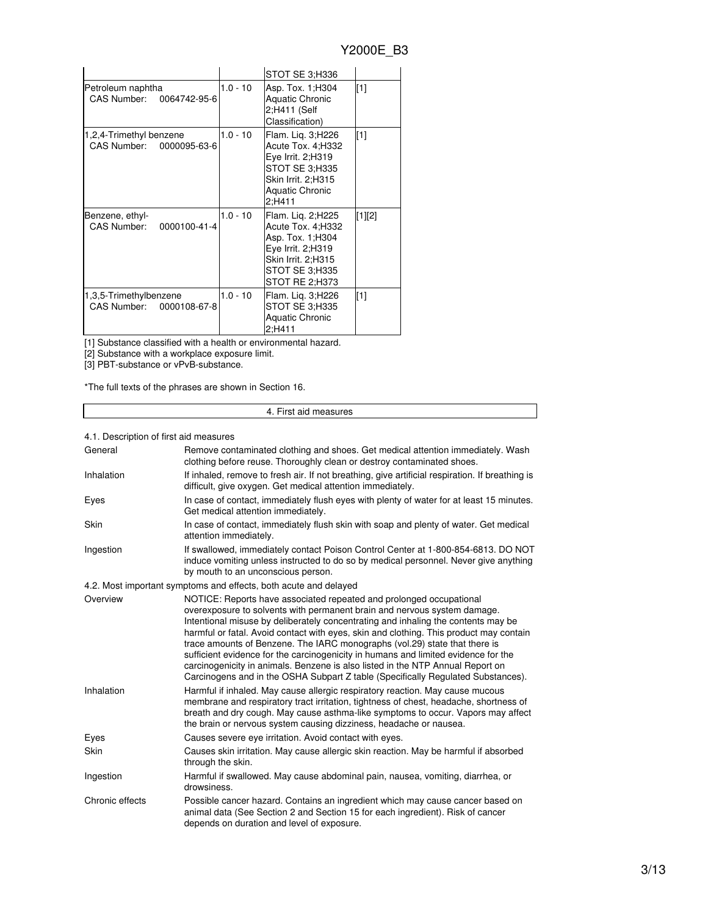| | | | |
|---|---|---|---|
| | | STOT SE 3;H336 | |
| Petroleum naphtha<br>CAS Number: 0064742-95-6 | 1.0 - 10 | Asp. Tox. 1;H304<br>Aquatic Chronic 2;H411 (Self Classification) | [1] |
| 1,2,4-Trimethyl benzene<br>CAS Number: 0000095-63-6 | 1.0 - 10 | Flam. Liq. 3;H226<br>Acute Tox. 4;H332<br>Eye Irrit. 2;H319<br>STOT SE 3;H335<br>Skin Irrit. 2;H315<br>Aquatic Chronic 2;H411 | [1] |
| Benzene, ethyl-<br>CAS Number: 0000100-41-4 | 1.0 - 10 | Flam. Liq. 2;H225<br>Acute Tox. 4;H332<br>Asp. Tox. 1;H304<br>Eye Irrit. 2;H319<br>Skin Irrit. 2;H315<br>STOT SE 3;H335<br>STOT RE 2;H373 | [1][2] |
| 1,3,5-Trimethylbenzene<br>CAS Number: 0000108-67-8 | 1.0 - 10 | Flam. Liq. 3;H226<br>STOT SE 3;H335<br>Aquatic Chronic 2;H411 | [1] |

[1] Substance classified with a health or environmental hazard.
[2] Substance with a workplace exposure limit.
[3] PBT-substance or vPvB-substance.

*The full texts of the phrases are shown in Section 16.

## 4. First aid measures

### 4.1. Description of first aid measures

| | |
|---|---|
| General | Remove contaminated clothing and shoes. Get medical attention immediately. Wash clothing before reuse. Thoroughly clean or destroy contaminated shoes. |
| Inhalation | If inhaled, remove to fresh air. If not breathing, give artificial respiration. If breathing is difficult, give oxygen. Get medical attention immediately. |
| Eyes | In case of contact, immediately flush eyes with plenty of water for at least 15 minutes. Get medical attention immediately. |
| Skin | In case of contact, immediately flush skin with soap and plenty of water. Get medical attention immediately. |
| Ingestion | If swallowed, immediately contact Poison Control Center at 1-800-854-6813. DO NOT induce vomiting unless instructed to do so by medical personnel. Never give anything by mouth to an unconscious person. |

### 4.2. Most important symptoms and effects, both acute and delayed

| | |
|---|---|
| Overview | NOTICE: Reports have associated repeated and prolonged occupational overexposure to solvents with permanent brain and nervous system damage. Intentional misuse by deliberately concentrating and inhaling the contents may be harmful or fatal. Avoid contact with eyes, skin and clothing. This product may contain trace amounts of Benzene. The IARC monographs (vol.29) state that there is sufficient evidence for the carcinogenicity in humans and limited evidence for the carcinogenicity in animals. Benzene is also listed in the NTP Annual Report on Carcinogens and in the OSHA Subpart Z table (Specifically Regulated Substances). |
| Inhalation | Harmful if inhaled. May cause allergic respiratory reaction. May cause mucous membrane and respiratory tract irritation, tightness of chest, headache, shortness of breath and dry cough. May cause asthma-like symptoms to occur. Vapors may affect the brain or nervous system causing dizziness, headache or nausea. |
| Eyes | Causes severe eye irritation. Avoid contact with eyes. |
| Skin | Causes skin irritation. May cause allergic skin reaction. May be harmful if absorbed through the skin. |
| Ingestion | Harmful if swallowed. May cause abdominal pain, nausea, vomiting, diarrhea, or drowsiness. |
| Chronic effects | Possible cancer hazard. Contains an ingredient which may cause cancer based on animal data (See Section 2 and Section 15 for each ingredient). Risk of cancer depends on duration and level of exposure. |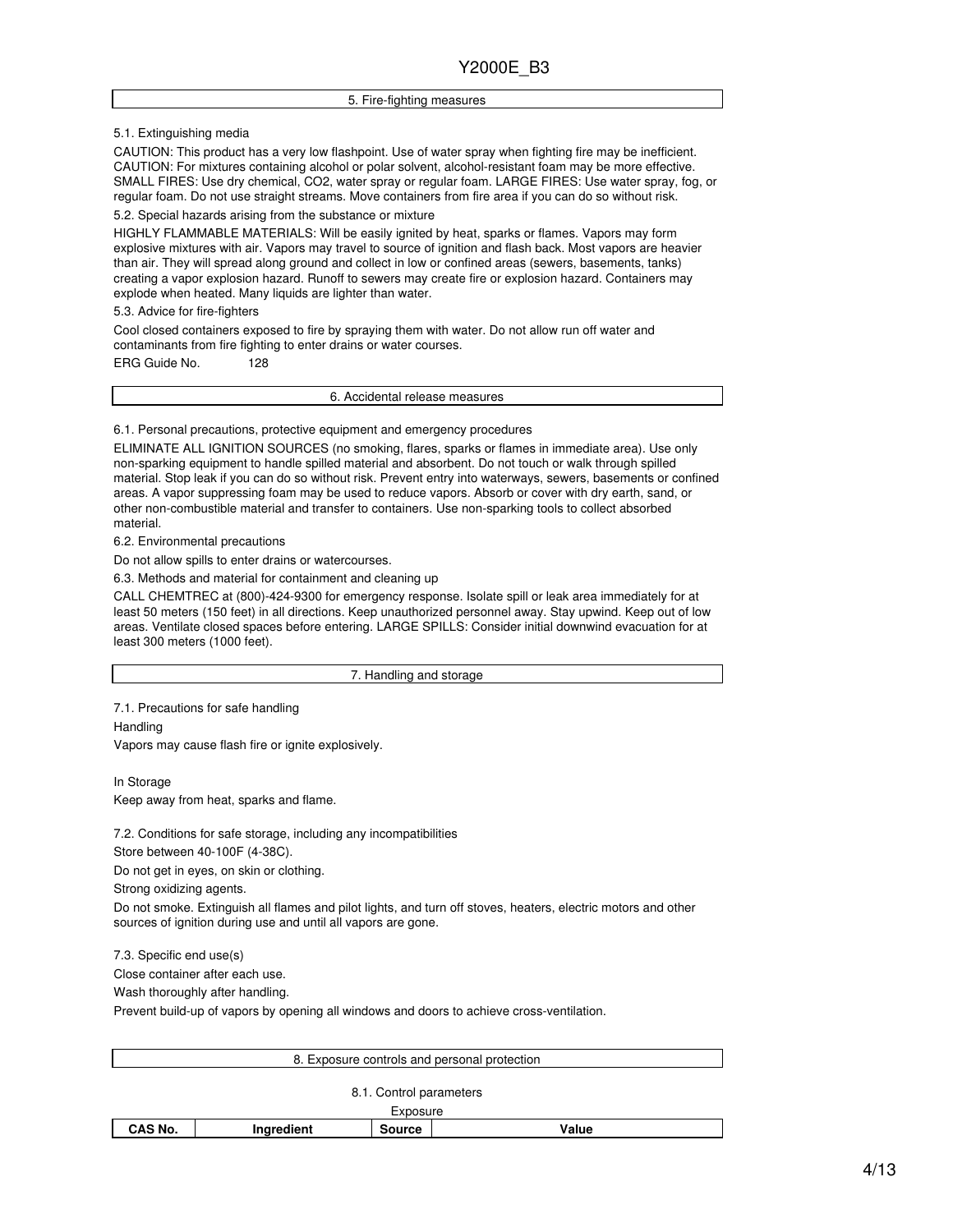## 5. Fire-fighting measures

5.1. Extinguishing media

CAUTION: This product has a very low flashpoint. Use of water spray when fighting fire may be inefficient. CAUTION: For mixtures containing alcohol or polar solvent, alcohol-resistant foam may be more effective. SMALL FIRES: Use dry chemical, $CO_2$, water spray or regular foam. LARGE FIRES: Use water spray, fog, or regular foam. Do not use straight streams. Move containers from fire area if you can do so without risk.

5.2. Special hazards arising from the substance or mixture

HIGHLY FLAMMABLE MATERIALS: Will be easily ignited by heat, sparks or flames. Vapors may form explosive mixtures with air. Vapors may travel to source of ignition and flash back. Most vapors are heavier than air. They will spread along ground and collect in low or confined areas (sewers, basements, tanks) creating a vapor explosion hazard. Runoff to sewers may create fire or explosion hazard. Containers may explode when heated. Many liquids are lighter than water.

5.3. Advice for fire-fighters

Cool closed containers exposed to fire by spraying them with water. Do not allow run off water and contaminants from fire fighting to enter drains or water courses.

ERG Guide No. 128

## 6. Accidental release measures

6.1. Personal precautions, protective equipment and emergency procedures

ELIMINATE ALL IGNITION SOURCES (no smoking, flares, sparks or flames in immediate area). Use only non-sparking equipment to handle spilled material and absorbent. Do not touch or walk through spilled material. Stop leak if you can do so without risk. Prevent entry into waterways, sewers, basements or confined areas. A vapor suppressing foam may be used to reduce vapors. Absorb or cover with dry earth, sand, or other non-combustible material and transfer to containers. Use non-sparking tools to collect absorbed material.

6.2. Environmental precautions

Do not allow spills to enter drains or watercourses.

6.3. Methods and material for containment and cleaning up

CALL CHEMTREC at (800)-424-9300 for emergency response. Isolate spill or leak area immediately for at least 50 meters (150 feet) in all directions. Keep unauthorized personnel away. Stay upwind. Keep out of low areas. Ventilate closed spaces before entering. LARGE SPILLS: Consider initial downwind evacuation for at least 300 meters (1000 feet).

## 7. Handling and storage

7.1. Precautions for safe handling

Handling

Vapors may cause flash fire or ignite explosively.

In Storage

Keep away from heat, sparks and flame.

7.2. Conditions for safe storage, including any incompatibilities

Store between 40-100F (4-38C).

Do not get in eyes, on skin or clothing.

Strong oxidizing agents.

Do not smoke. Extinguish all flames and pilot lights, and turn off stoves, heaters, electric motors and other sources of ignition during use and until all vapors are gone.

7.3. Specific end use(s)

Close container after each use.

Wash thoroughly after handling.

Prevent build-up of vapors by opening all windows and doors to achieve cross-ventilation.

## 8. Exposure controls and personal protection

8.1. Control parameters

Exposure

| CAS No. | Ingredient | Source | Value |
|---|---|---|---|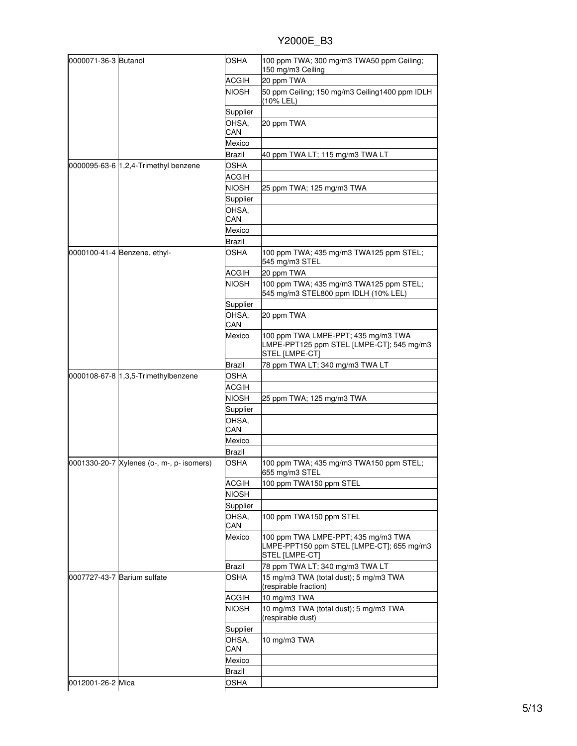| | | | |
|---|---|---|---|
| 0000071-36-3 | Butanol | OSHA | 100 ppm TWA; 300 mg/m3 TWA50 ppm Ceiling; 150 mg/m3 Ceiling |
| | | ACGIH | 20 ppm TWA |
| | | NIOSH | 50 ppm Ceiling; 150 mg/m3 Ceiling1400 ppm IDLH (10% LEL) |
| | | Supplier | |
| | | OHSA, CAN | 20 ppm TWA |
| | | Mexico | |
| | | Brazil | 40 ppm TWA LT; 115 mg/m3 TWA LT |
| 0000095-63-6 | 1,2,4-Trimethyl benzene | OSHA | |
| | | ACGIH | |
| | | NIOSH | 25 ppm TWA; 125 mg/m3 TWA |
| | | Supplier | |
| | | OHSA, CAN | |
| | | Mexico | |
| | | Brazil | |
| 0000100-41-4 | Benzene, ethyl- | OSHA | 100 ppm TWA; 435 mg/m3 TWA125 ppm STEL; 545 mg/m3 STEL |
| | | ACGIH | 20 ppm TWA |
| | | NIOSH | 100 ppm TWA; 435 mg/m3 TWA125 ppm STEL; 545 mg/m3 STEL800 ppm IDLH (10% LEL) |
| | | Supplier | |
| | | OHSA, CAN | 20 ppm TWA |
| | | Mexico | 100 ppm TWA LMPE-PPT; 435 mg/m3 TWA LMPE-PPT125 ppm STEL [LMPE-CT]; 545 mg/m3 STEL [LMPE-CT] |
| | | Brazil | 78 ppm TWA LT; 340 mg/m3 TWA LT |
| 0000108-67-8 | 1,3,5-Trimethylbenzene | OSHA | |
| | | ACGIH | |
| | | NIOSH | 25 ppm TWA; 125 mg/m3 TWA |
| | | Supplier | |
| | | OHSA, CAN | |
| | | Mexico | |
| | | Brazil | |
| 0001330-20-7 | Xylenes (o-, m-, p- isomers) | OSHA | 100 ppm TWA; 435 mg/m3 TWA150 ppm STEL; 655 mg/m3 STEL |
| | | ACGIH | 100 ppm TWA150 ppm STEL |
| | | NIOSH | |
| | | Supplier | |
| | | OHSA, CAN | 100 ppm TWA150 ppm STEL |
| | | Mexico | 100 ppm TWA LMPE-PPT; 435 mg/m3 TWA LMPE-PPT150 ppm STEL [LMPE-CT]; 655 mg/m3 STEL [LMPE-CT] |
| | | Brazil | 78 ppm TWA LT; 340 mg/m3 TWA LT |
| 0007727-43-7 | Barium sulfate | OSHA | 15 mg/m3 TWA (total dust); 5 mg/m3 TWA (respirable fraction) |
| | | ACGIH | 10 mg/m3 TWA |
| | | NIOSH | 10 mg/m3 TWA (total dust); 5 mg/m3 TWA (respirable dust) |
| | | Supplier | |
| | | OHSA, CAN | 10 mg/m3 TWA |
| | | Mexico | |
| | | Brazil | |
| 0012001-26-2 | Mica | OSHA | |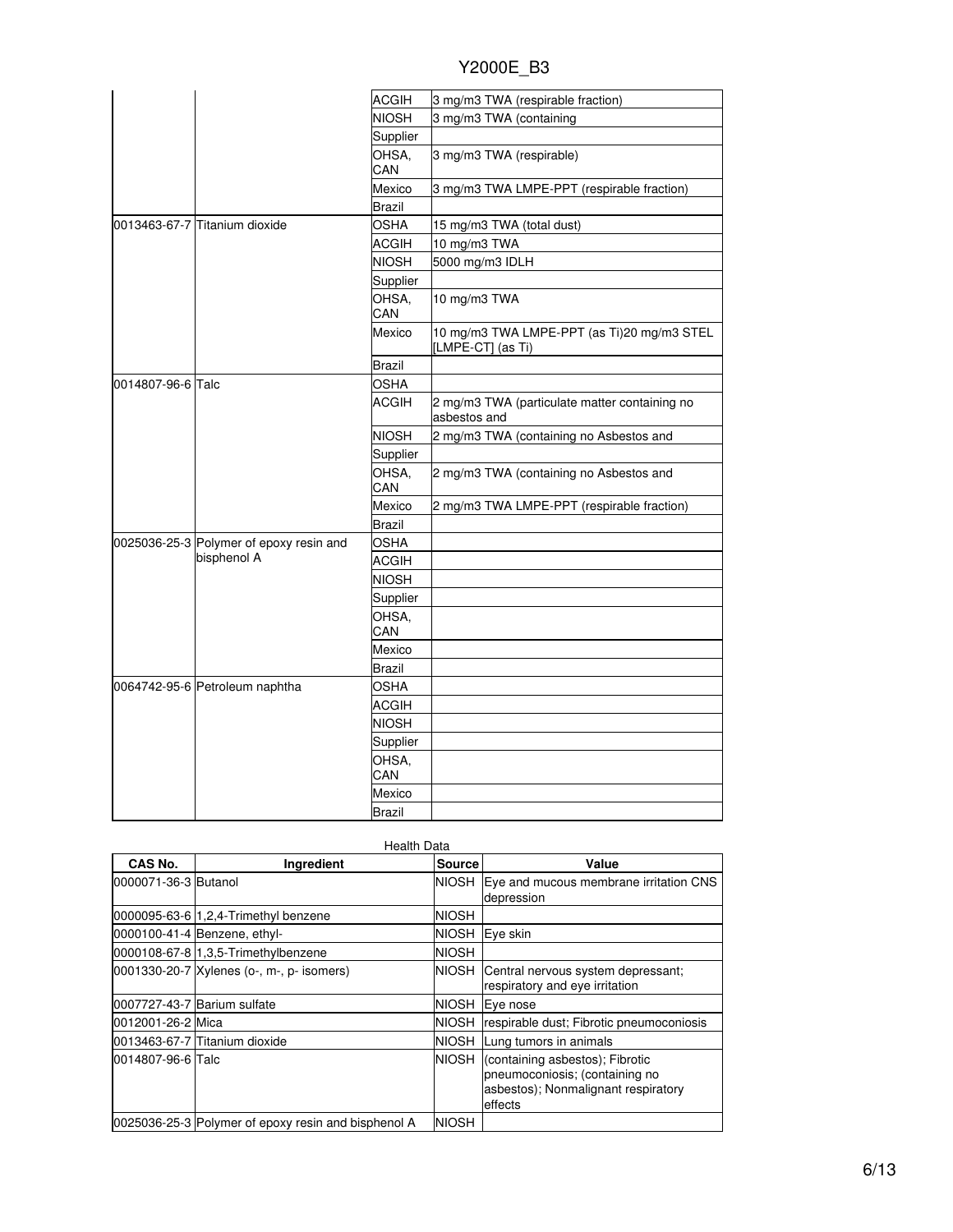| CAS No. | Ingredient | Source | Value |
|---|---|---|---|
| | | ACGIH | 3 mg/m3 TWA (respirable fraction) |
| | | NIOSH | 3 mg/m3 TWA (containing |
| | | Supplier | |
| | | OHSA, CAN | 3 mg/m3 TWA (respirable) |
| | | Mexico | 3 mg/m3 TWA LMPE-PPT (respirable fraction) |
| | | Brazil | |
| 0013463-67-7 | Titanium dioxide | OSHA | 15 mg/m3 TWA (total dust) |
| | | ACGIH | 10 mg/m3 TWA |
| | | NIOSH | 5000 mg/m3 IDLH |
| | | Supplier | |
| | | OHSA, CAN | 10 mg/m3 TWA |
| | | Mexico | 10 mg/m3 TWA LMPE-PPT (as Ti)20 mg/m3 STEL [LMPE-CT] (as Ti) |
| | | Brazil | |
| 0014807-96-6 | Talc | OSHA | |
| | | ACGIH | 2 mg/m3 TWA (particulate matter containing no asbestos and |
| | | NIOSH | 2 mg/m3 TWA (containing no Asbestos and |
| | | Supplier | |
| | | OHSA, CAN | 2 mg/m3 TWA (containing no Asbestos and |
| | | Mexico | 2 mg/m3 TWA LMPE-PPT (respirable fraction) |
| | | Brazil | |
| 0025036-25-3 | Polymer of epoxy resin and bisphenol A | OSHA | |
| | | ACGIH | |
| | | NIOSH | |
| | | Supplier | |
| | | OHSA, CAN | |
| | | Mexico | |
| | | Brazil | |
| 0064742-95-6 | Petroleum naphtha | OSHA | |
| | | ACGIH | |
| | | NIOSH | |
| | | Supplier | |
| | | OHSA, CAN | |
| | | Mexico | |
| | | Brazil | |

Health Data

| CAS No. | Ingredient | Source | Value |
|---|---|---|---|
| 0000071-36-3 | Butanol | NIOSH | Eye and mucous membrane irritation CNS depression |
| 0000095-63-6 | 1,2,4-Trimethyl benzene | NIOSH | |
| 0000100-41-4 | Benzene, ethyl- | NIOSH | Eye skin |
| 0000108-67-8 | 1,3,5-Trimethylbenzene | NIOSH | |
| 0001330-20-7 | Xylenes (o-, m-, p- isomers) | NIOSH | Central nervous system depressant; respiratory and eye irritation |
| 0007727-43-7 | Barium sulfate | NIOSH | Eye nose |
| 0012001-26-2 | Mica | NIOSH | respirable dust; Fibrotic pneumoconiosis |
| 0013463-67-7 | Titanium dioxide | NIOSH | Lung tumors in animals |
| 0014807-96-6 | Talc | NIOSH | (containing asbestos); Fibrotic pneumoconiosis; (containing no asbestos); Nonmalignant respiratory effects |
| 0025036-25-3 | Polymer of epoxy resin and bisphenol A | NIOSH | |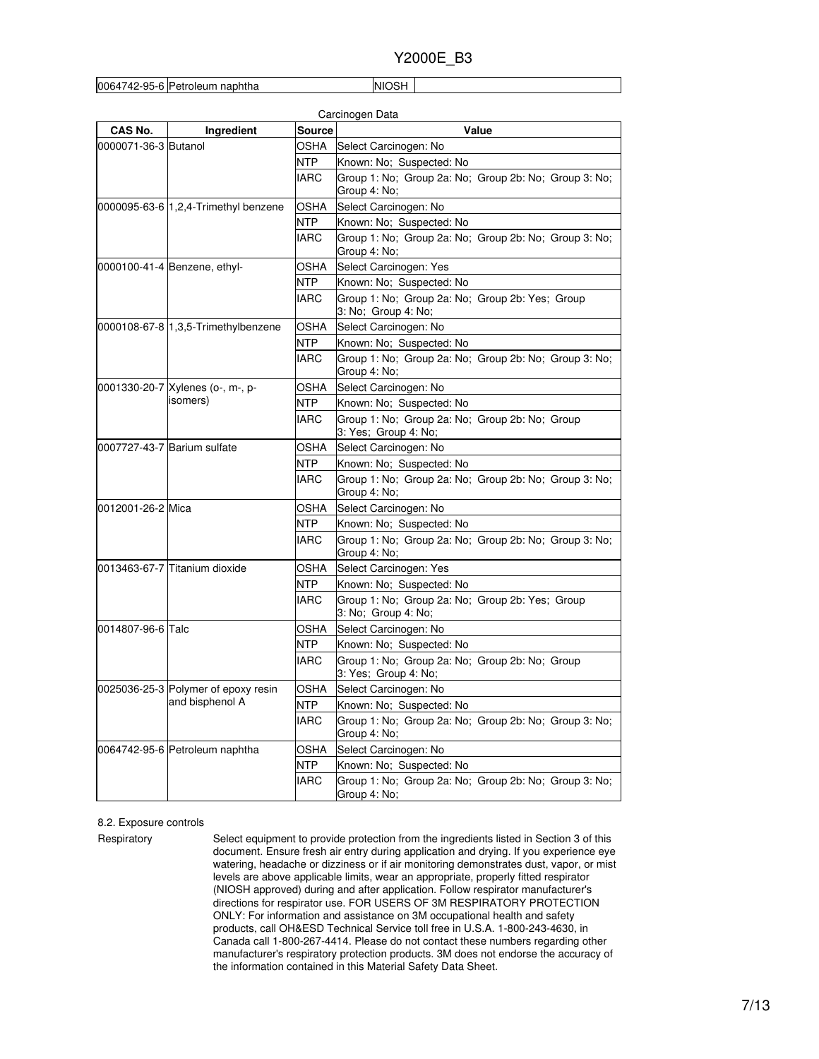| 0064742-95-6 | Petroleum naphtha | NIOSH | |
|---|---|---|---|

Carcinogen Data

| CAS No. | Ingredient | Source | Value |
|---|---|---|---|
| 0000071-36-3 | Butanol | OSHA | Select Carcinogen: No |
| | | NTP | Known: No; Suspected: No |
| | | IARC | Group 1: No; Group 2a: No; Group 2b: No; Group 3: No; Group 4: No; |
| 0000095-63-6 | 1,2,4-Trimethyl benzene | OSHA | Select Carcinogen: No |
| | | NTP | Known: No; Suspected: No |
| | | IARC | Group 1: No; Group 2a: No; Group 2b: No; Group 3: No; Group 4: No; |
| 0000100-41-4 | Benzene, ethyl- | OSHA | Select Carcinogen: Yes |
| | | NTP | Known: No; Suspected: No |
| | | IARC | Group 1: No; Group 2a: No; Group 2b: Yes; Group 3: No; Group 4: No; |
| 0000108-67-8 | 1,3,5-Trimethylbenzene | OSHA | Select Carcinogen: No |
| | | NTP | Known: No; Suspected: No |
| | | IARC | Group 1: No; Group 2a: No; Group 2b: No; Group 3: No; Group 4: No; |
| 0001330-20-7 | Xylenes (o-, m-, p- isomers) | OSHA | Select Carcinogen: No |
| | | NTP | Known: No; Suspected: No |
| | | IARC | Group 1: No; Group 2a: No; Group 2b: No; Group 3: Yes; Group 4: No; |
| 0007727-43-7 | Barium sulfate | OSHA | Select Carcinogen: No |
| | | NTP | Known: No; Suspected: No |
| | | IARC | Group 1: No; Group 2a: No; Group 2b: No; Group 3: No; Group 4: No; |
| 0012001-26-2 | Mica | OSHA | Select Carcinogen: No |
| | | NTP | Known: No; Suspected: No |
| | | IARC | Group 1: No; Group 2a: No; Group 2b: No; Group 3: No; Group 4: No; |
| 0013463-67-7 | Titanium dioxide | OSHA | Select Carcinogen: Yes |
| | | NTP | Known: No; Suspected: No |
| | | IARC | Group 1: No; Group 2a: No; Group 2b: Yes; Group 3: No; Group 4: No; |
| 0014807-96-6 | Talc | OSHA | Select Carcinogen: No |
| | | NTP | Known: No; Suspected: No |
| | | IARC | Group 1: No; Group 2a: No; Group 2b: No; Group 3: Yes; Group 4: No; |
| 0025036-25-3 | Polymer of epoxy resin and bisphenol A | OSHA | Select Carcinogen: No |
| | | NTP | Known: No; Suspected: No |
| | | IARC | Group 1: No; Group 2a: No; Group 2b: No; Group 3: No; Group 4: No; |
| 0064742-95-6 | Petroleum naphtha | OSHA | Select Carcinogen: No |
| | | NTP | Known: No; Suspected: No |
| | | IARC | Group 1: No; Group 2a: No; Group 2b: No; Group 3: No; Group 4: No; |

8.2. Exposure controls

Respiratory

Select equipment to provide protection from the ingredients listed in Section 3 of this document. Ensure fresh air entry during application and drying. If you experience eye watering, headache or dizziness or if air monitoring demonstrates dust, vapor, or mist levels are above applicable limits, wear an appropriate, properly fitted respirator (NIOSH approved) during and after application. Follow respirator manufacturer's directions for respirator use. FOR USERS OF 3M RESPIRATORY PROTECTION ONLY: For information and assistance on 3M occupational health and safety products, call OH&ESD Technical Service toll free in U.S.A. 1-800-243-4630, in Canada call 1-800-267-4414. Please do not contact these numbers regarding other manufacturer's respiratory protection products. 3M does not endorse the accuracy of the information contained in this Material Safety Data Sheet.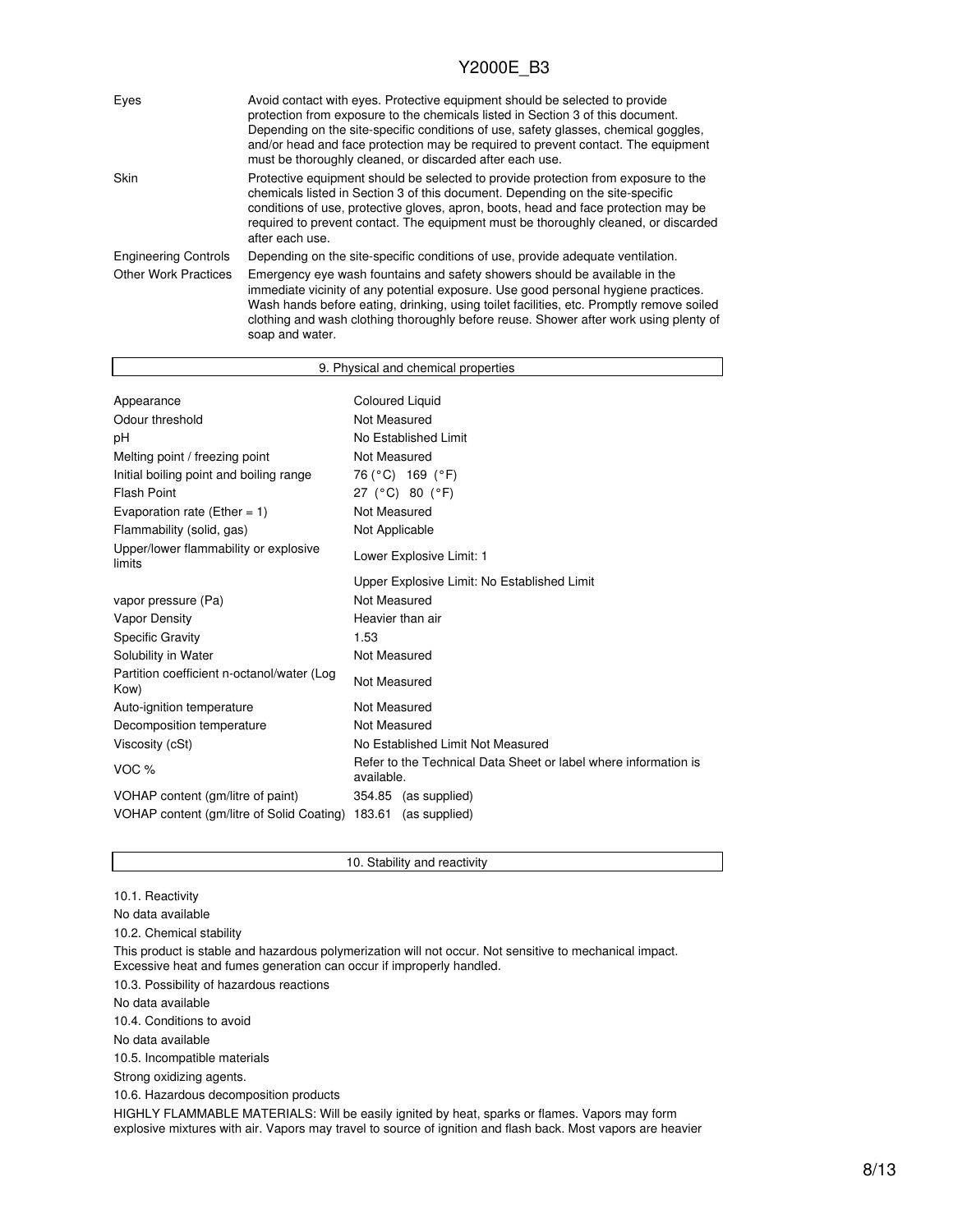| | |
|---|---|
| Eyes | Avoid contact with eyes. Protective equipment should be selected to provide protection from exposure to the chemicals listed in Section 3 of this document. Depending on the site-specific conditions of use, safety glasses, chemical goggles, and/or head and face protection may be required to prevent contact. The equipment must be thoroughly cleaned, or discarded after each use. |
| Skin | Protective equipment should be selected to provide protection from exposure to the chemicals listed in Section 3 of this document. Depending on the site-specific conditions of use, protective gloves, apron, boots, head and face protection may be required to prevent contact. The equipment must be thoroughly cleaned, or discarded after each use. |
| Engineering Controls | Depending on the site-specific conditions of use, provide adequate ventilation. |
| Other Work Practices | Emergency eye wash fountains and safety showers should be available in the immediate vicinity of any potential exposure. Use good personal hygiene practices. Wash hands before eating, drinking, using toilet facilities, etc. Promptly remove soiled clothing and wash clothing thoroughly before reuse. Shower after work using plenty of soap and water. |

## 9. Physical and chemical properties

| | |
|---|---|
| Appearance | Coloured Liquid |
| Odour threshold | Not Measured |
| pH | No Established Limit |
| Melting point / freezing point | Not Measured |
| Initial boiling point and boiling range | 76 (°C) 169 (°F) |
| Flash Point | 27 (°C) 80 (°F) |
| Evaporation rate (Ether = 1) | Not Measured |
| Flammability (solid, gas) | Not Applicable |
| Upper/lower flammability or explosive limits | Lower Explosive Limit: 1 |
| | Upper Explosive Limit: No Established Limit |
| vapor pressure (Pa) | Not Measured |
| Vapor Density | Heavier than air |
| Specific Gravity | 1.53 |
| Solubility in Water | Not Measured |
| Partition coefficient n-octanol/water (Log Kow) | Not Measured |
| Auto-ignition temperature | Not Measured |
| Decomposition temperature | Not Measured |
| Viscosity (cSt) | No Established Limit Not Measured |
| VOC % | Refer to the Technical Data Sheet or label where information is available. |
| VOHAP content (gm/litre of paint) | 354.85 (as supplied) |
| VOHAP content (gm/litre of Solid Coating) | 183.61 (as supplied) |

## 10. Stability and reactivity

10.1. Reactivity

No data available

10.2. Chemical stability

This product is stable and hazardous polymerization will not occur. Not sensitive to mechanical impact. Excessive heat and fumes generation can occur if improperly handled.

10.3. Possibility of hazardous reactions

No data available

10.4. Conditions to avoid

No data available

10.5. Incompatible materials

Strong oxidizing agents.

10.6. Hazardous decomposition products

HIGHLY FLAMMABLE MATERIALS: Will be easily ignited by heat, sparks or flames. Vapors may form explosive mixtures with air. Vapors may travel to source of ignition and flash back. Most vapors are heavier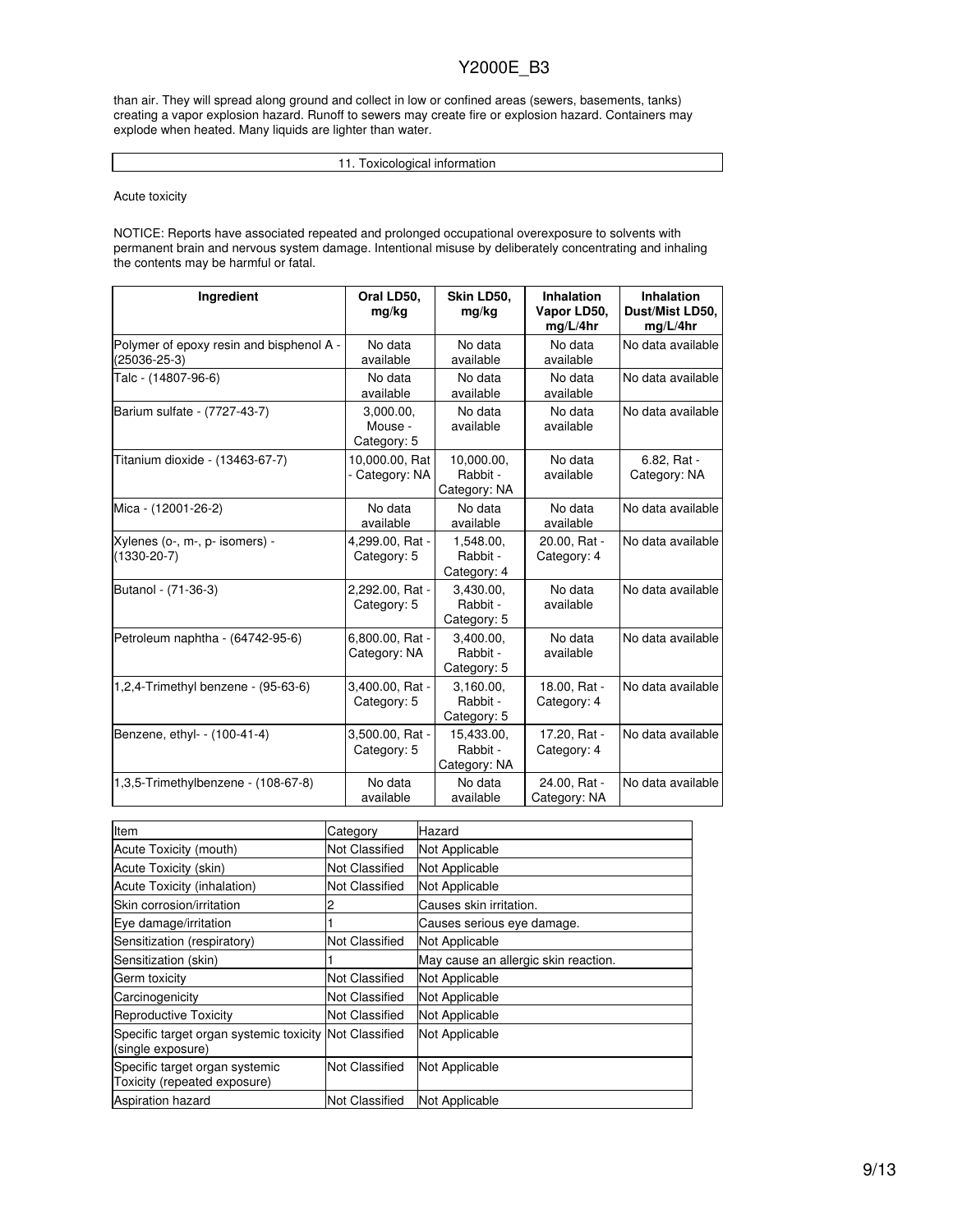than air. They will spread along ground and collect in low or confined areas (sewers, basements, tanks) creating a vapor explosion hazard. Runoff to sewers may create fire or explosion hazard. Containers may explode when heated. Many liquids are lighter than water.

## 11. Toxicological information

Acute toxicity

NOTICE: Reports have associated repeated and prolonged occupational overexposure to solvents with permanent brain and nervous system damage. Intentional misuse by deliberately concentrating and inhaling the contents may be harmful or fatal.

| Ingredient | Oral LD50, mg/kg | Skin LD50, mg/kg | Inhalation Vapor LD50, mg/L/4hr | Inhalation Dust/Mist LD50, mg/L/4hr |
|---|---|---|---|---|
| Polymer of epoxy resin and bisphenol A - (25036-25-3) | No data available | No data available | No data available | No data available |
| Talc - (14807-96-6) | No data available | No data available | No data available | No data available |
| Barium sulfate - (7727-43-7) | 3,000.00, Mouse - Category: 5 | No data available | No data available | No data available |
| Titanium dioxide - (13463-67-7) | 10,000.00, Rat - Category: NA | 10,000.00, Rabbit - Category: NA | No data available | 6.82, Rat - Category: NA |
| Mica - (12001-26-2) | No data available | No data available | No data available | No data available |
| Xylenes (o-, m-, p- isomers) - (1330-20-7) | 4,299.00, Rat - Category: 5 | 1,548.00, Rabbit - Category: 4 | 20.00, Rat - Category: 4 | No data available |
| Butanol - (71-36-3) | 2,292.00, Rat - Category: 5 | 3,430.00, Rabbit - Category: 5 | No data available | No data available |
| Petroleum naphtha - (64742-95-6) | 6,800.00, Rat - Category: NA | 3,400.00, Rabbit - Category: 5 | No data available | No data available |
| 1,2,4-Trimethyl benzene - (95-63-6) | 3,400.00, Rat - Category: 5 | 3,160.00, Rabbit - Category: 5 | 18.00, Rat - Category: 4 | No data available |
| Benzene, ethyl- - (100-41-4) | 3,500.00, Rat - Category: 5 | 15,433.00, Rabbit - Category: NA | 17.20, Rat - Category: 4 | No data available |
| 1,3,5-Trimethylbenzene - (108-67-8) | No data available | No data available | 24.00, Rat - Category: NA | No data available |

| Item | Category | Hazard |
|---|---|---|
| Acute Toxicity (mouth) | Not Classified | Not Applicable |
| Acute Toxicity (skin) | Not Classified | Not Applicable |
| Acute Toxicity (inhalation) | Not Classified | Not Applicable |
| Skin corrosion/irritation | 2 | Causes skin irritation. |
| Eye damage/irritation | 1 | Causes serious eye damage. |
| Sensitization (respiratory) | Not Classified | Not Applicable |
| Sensitization (skin) | 1 | May cause an allergic skin reaction. |
| Germ toxicity | Not Classified | Not Applicable |
| Carcinogenicity | Not Classified | Not Applicable |
| Reproductive Toxicity | Not Classified | Not Applicable |
| Specific target organ systemic toxicity (single exposure) | Not Classified | Not Applicable |
| Specific target organ systemic Toxicity (repeated exposure) | Not Classified | Not Applicable |
| Aspiration hazard | Not Classified | Not Applicable |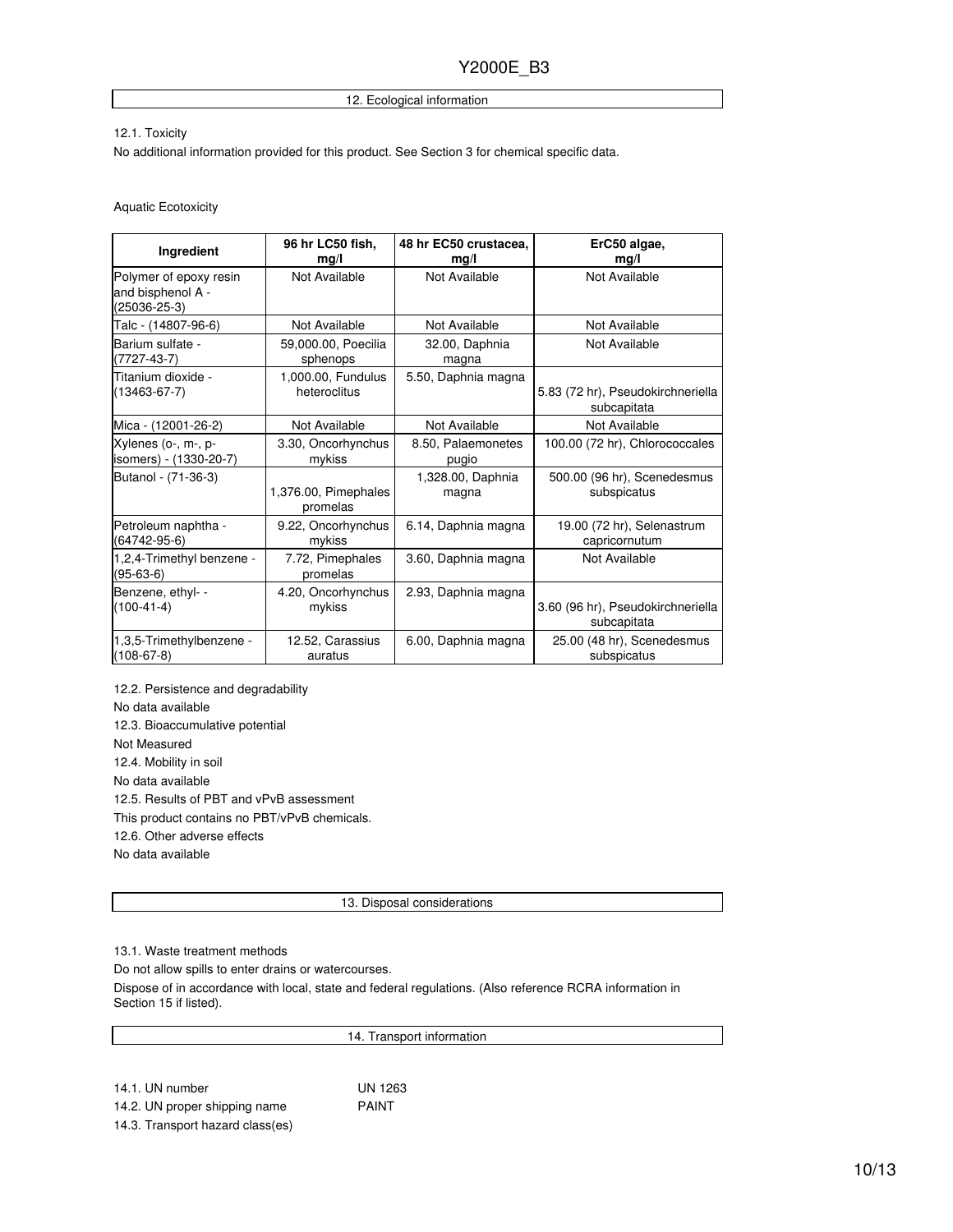## 12. Ecological information

12.1. Toxicity

No additional information provided for this product. See Section 3 for chemical specific data.

Aquatic Ecotoxicity

| Ingredient | 96 hr LC50 fish, mg/l | 48 hr EC50 crustacea, mg/l | ErC50 algae, mg/l |
|---|---|---|---|
| Polymer of epoxy resin and bisphenol A - (25036-25-3) | Not Available | Not Available | Not Available |
| Talc - (14807-96-6) | Not Available | Not Available | Not Available |
| Barium sulfate - (7727-43-7) | 59,000.00, Poecilia sphenops | 32.00, Daphnia magna | Not Available |
| Titanium dioxide - (13463-67-7) | 1,000.00, Fundulus heteroclitus | 5.50, Daphnia magna | 5.83 (72 hr), Pseudokirchneriella subcapitata |
| Mica - (12001-26-2) | Not Available | Not Available | Not Available |
| Xylenes (o-, m-, p- isomers) - (1330-20-7) | 3.30, Oncorhynchus mykiss | 8.50, Palaemonetes pugio | 100.00 (72 hr), Chlorococcales |
| Butanol - (71-36-3) | 1,376.00, Pimephales promelas | 1,328.00, Daphnia magna | 500.00 (96 hr), Scenedesmus subspicatus |
| Petroleum naphtha - (64742-95-6) | 9.22, Oncorhynchus mykiss | 6.14, Daphnia magna | 19.00 (72 hr), Selenastrum capricornutum |
| 1,2,4-Trimethyl benzene - (95-63-6) | 7.72, Pimephales promelas | 3.60, Daphnia magna | Not Available |
| Benzene, ethyl- - (100-41-4) | 4.20, Oncorhynchus mykiss | 2.93, Daphnia magna | 3.60 (96 hr), Pseudokirchneriella subcapitata |
| 1,3,5-Trimethylbenzene - (108-67-8) | 12.52, Carassius auratus | 6.00, Daphnia magna | 25.00 (48 hr), Scenedesmus subspicatus |

12.2. Persistence and degradability

No data available

12.3. Bioaccumulative potential

Not Measured

12.4. Mobility in soil

No data available

12.5. Results of PBT and vPvB assessment

This product contains no PBT/vPvB chemicals.

12.6. Other adverse effects

No data available

## 13. Disposal considerations

13.1. Waste treatment methods

Do not allow spills to enter drains or watercourses.

Dispose of in accordance with local, state and federal regulations. (Also reference RCRA information in Section 15 if listed).

## 14. Transport information

14.1. UN number UN 1263

14.2. UN proper shipping name PAINT

14.3. Transport hazard class(es)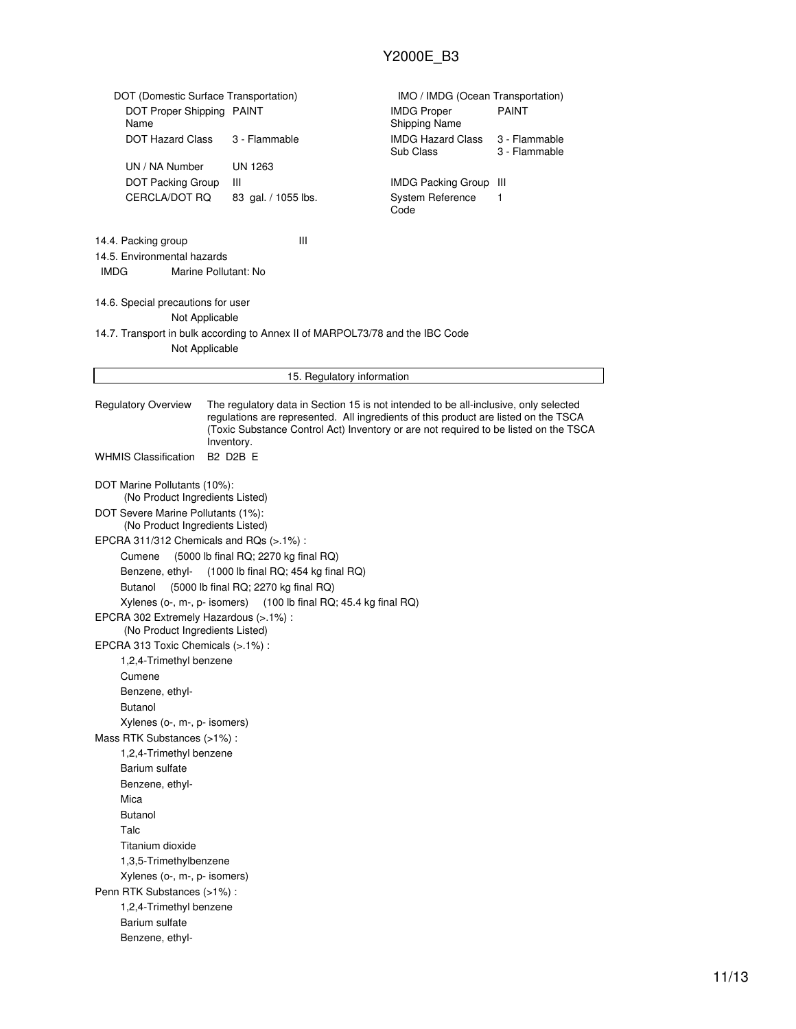| DOT (Domestic Surface Transportation) | | IMO / IMDG (Ocean Transportation) | |
|---|---|---|---|
| DOT Proper Shipping Name | PAINT | IMDG Proper Shipping Name | PAINT |
| DOT Hazard Class | 3 - Flammable | IMDG Hazard Class<br>Sub Class | 3 - Flammable<br>3 - Flammable |
| UN / NA Number | UN 1263 | | |
| DOT Packing Group | III | IMDG Packing Group | III |
| CERCLA/DOT RQ | 83 gal. / 1055 lbs. | System Reference Code | 1 |

14.4. Packing group III

14.5. Environmental hazards

IMDG Marine Pollutant: No

14.6. Special precautions for user

Not Applicable

14.7. Transport in bulk according to Annex II of MARPOL73/78 and the IBC Code

Not Applicable

## 15. Regulatory information

**Regulatory Overview** The regulatory data in Section 15 is not intended to be all-inclusive, only selected regulations are represented. All ingredients of this product are listed on the TSCA (Toxic Substance Control Act) Inventory or are not required to be listed on the TSCA Inventory.

**WHMIS Classification** B2 D2B E

DOT Marine Pollutants (10%):
(No Product Ingredients Listed)

DOT Severe Marine Pollutants (1%):
(No Product Ingredients Listed)

EPCRA 311/312 Chemicals and RQs (>.1%) :
- Cumene (5000 lb final RQ; 2270 kg final RQ)
- Benzene, ethyl- (1000 lb final RQ; 454 kg final RQ)
- Butanol (5000 lb final RQ; 2270 kg final RQ)
- Xylenes (o-, m-, p- isomers) (100 lb final RQ; 45.4 kg final RQ)

EPCRA 302 Extremely Hazardous (>.1%) :
(No Product Ingredients Listed)

EPCRA 313 Toxic Chemicals (>.1%) :
- 1,2,4-Trimethyl benzene
- Cumene
- Benzene, ethyl-
- Butanol
- Xylenes (o-, m-, p- isomers)

Mass RTK Substances (>1%) :
- 1,2,4-Trimethyl benzene
- Barium sulfate
- Benzene, ethyl-
- Mica
- Butanol
- Talc
- Titanium dioxide
- 1,3,5-Trimethylbenzene
- Xylenes (o-, m-, p- isomers)

Penn RTK Substances (>1%) :
- 1,2,4-Trimethyl benzene
- Barium sulfate
- Benzene, ethyl-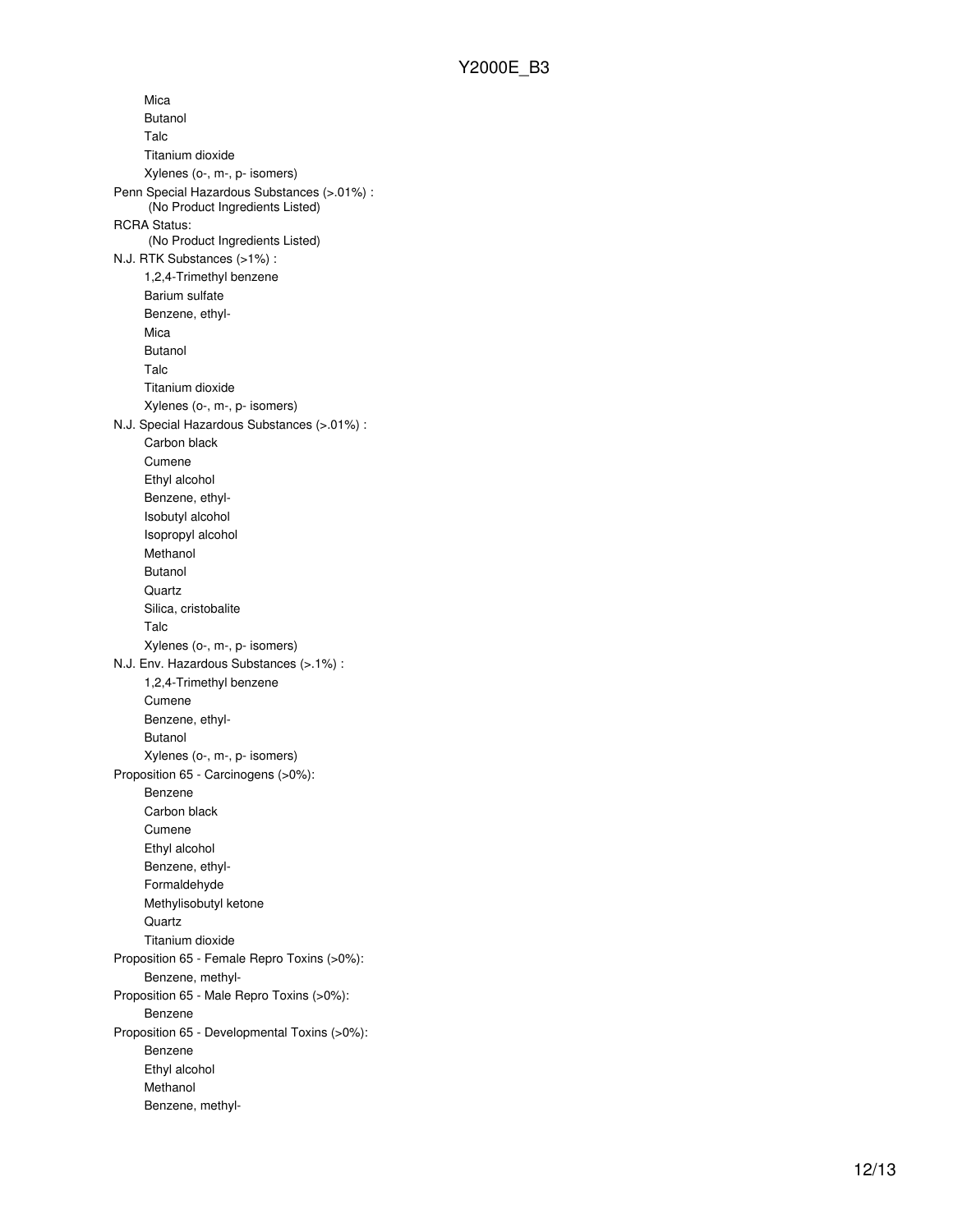- Mica
- Butanol
- Talc
- Titanium dioxide
- Xylenes (o-, m-, p- isomers)

Penn Special Hazardous Substances (>.01%) :
(No Product Ingredients Listed)

RCRA Status:
(No Product Ingredients Listed)

N.J. RTK Substances (>1%) :
- 1,2,4-Trimethyl benzene
- Barium sulfate
- Benzene, ethyl-
- Mica
- Butanol
- Talc
- Titanium dioxide
- Xylenes (o-, m-, p- isomers)

N.J. Special Hazardous Substances (>.01%) :
- Carbon black
- Cumene
- Ethyl alcohol
- Benzene, ethyl-
- Isobutyl alcohol
- Isopropyl alcohol
- Methanol
- Butanol
- Quartz
- Silica, cristobalite
- Talc
- Xylenes (o-, m-, p- isomers)

N.J. Env. Hazardous Substances (>.1%) :
- 1,2,4-Trimethyl benzene
- Cumene
- Benzene, ethyl-
- Butanol
- Xylenes (o-, m-, p- isomers)

Proposition 65 - Carcinogens (>0%):
- Benzene
- Carbon black
- Cumene
- Ethyl alcohol
- Benzene, ethyl-
- Formaldehyde
- Methylisobutyl ketone
- Quartz
- Titanium dioxide

Proposition 65 - Female Repro Toxins (>0%):
- Benzene, methyl-

Proposition 65 - Male Repro Toxins (>0%):
- Benzene

Proposition 65 - Developmental Toxins (>0%):
- Benzene
- Ethyl alcohol
- Methanol
- Benzene, methyl-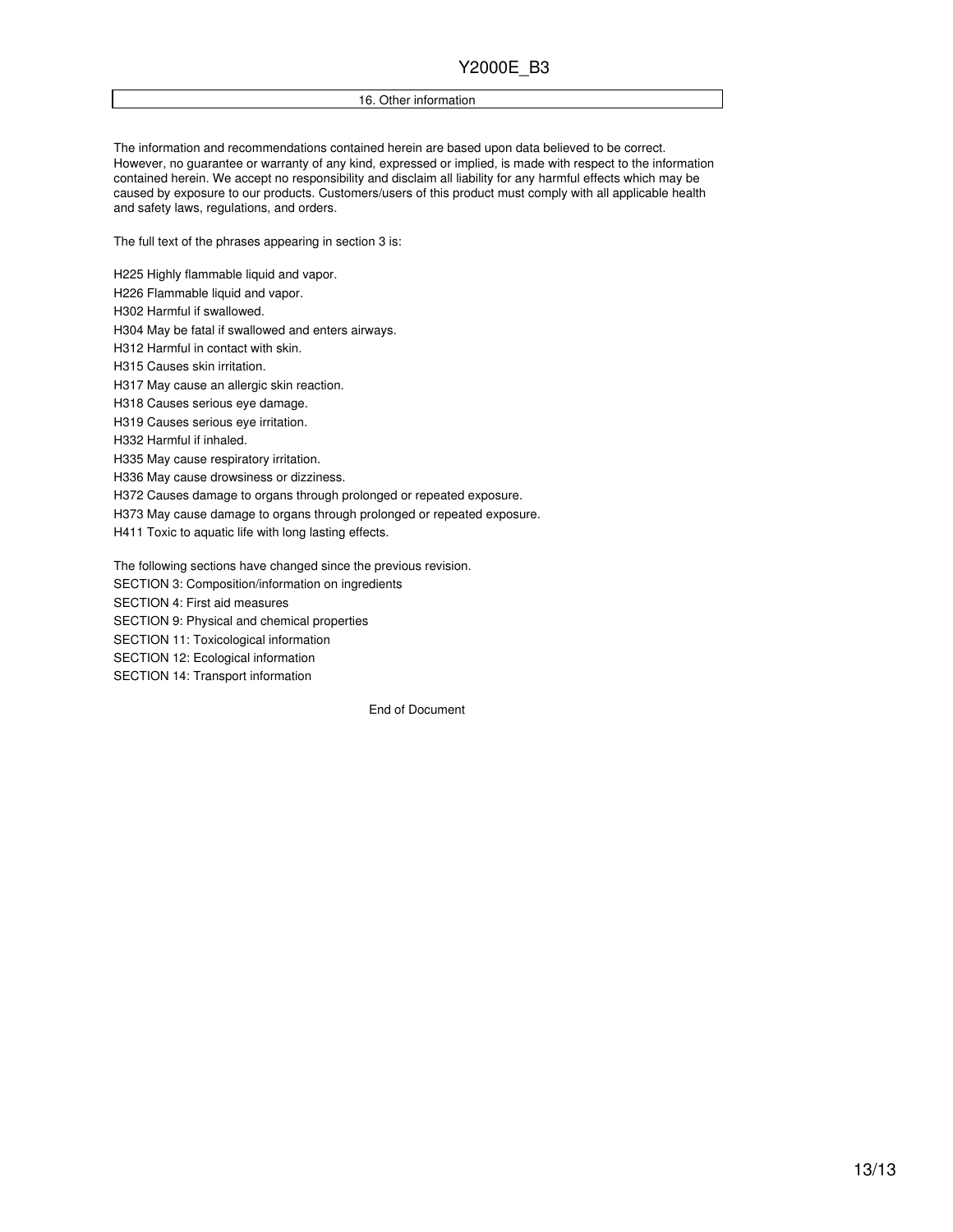## 16. Other information

The information and recommendations contained herein are based upon data believed to be correct. However, no guarantee or warranty of any kind, expressed or implied, is made with respect to the information contained herein. We accept no responsibility and disclaim all liability for any harmful effects which may be caused by exposure to our products. Customers/users of this product must comply with all applicable health and safety laws, regulations, and orders.

The full text of the phrases appearing in section 3 is:

H225 Highly flammable liquid and vapor.
H226 Flammable liquid and vapor.
H302 Harmful if swallowed.
H304 May be fatal if swallowed and enters airways.
H312 Harmful in contact with skin.
H315 Causes skin irritation.
H317 May cause an allergic skin reaction.
H318 Causes serious eye damage.
H319 Causes serious eye irritation.
H332 Harmful if inhaled.
H335 May cause respiratory irritation.
H336 May cause drowsiness or dizziness.
H372 Causes damage to organs through prolonged or repeated exposure.
H373 May cause damage to organs through prolonged or repeated exposure.
H411 Toxic to aquatic life with long lasting effects.

The following sections have changed since the previous revision.
SECTION 3: Composition/information on ingredients
SECTION 4: First aid measures
SECTION 9: Physical and chemical properties
SECTION 11: Toxicological information
SECTION 12: Ecological information
SECTION 14: Transport information

End of Document